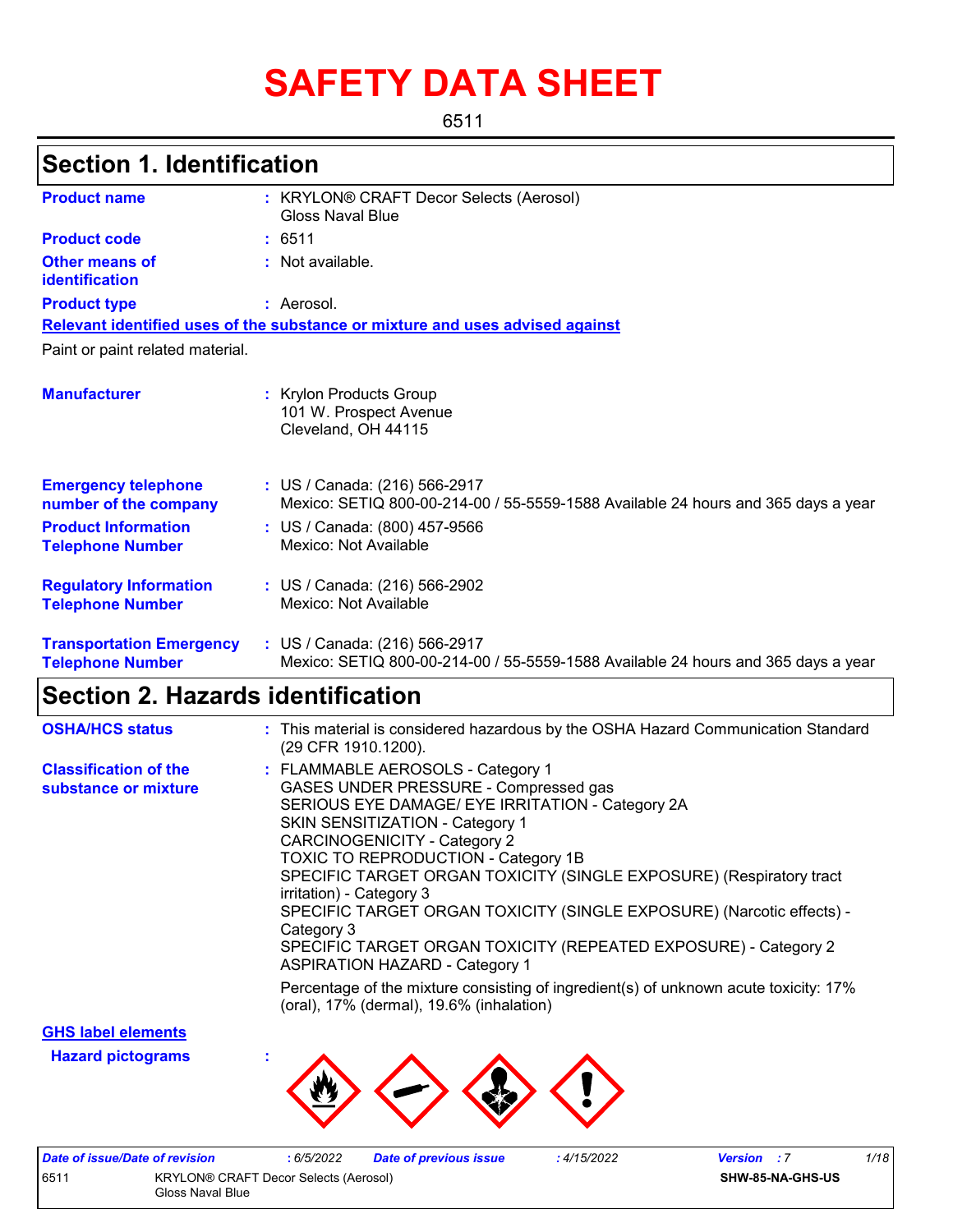# SAFETY DATA SHEET

6511

## Section 1. Identification

**Product name** : KRYLON® CRAFT Decor Selects (Aerosol) Gloss Naval Blue

**Product code** : 6511

**Other means of identification** : Not available.

**Product type** : Aerosol.

**Relevant identified uses of the substance or mixture and uses advised against**

Paint or paint related material.

**Manufacturer** : Krylon Products Group
101 W. Prospect Avenue
Cleveland, OH 44115

**Emergency telephone number of the company** : US / Canada: (216) 566-2917
Mexico: SETIQ 800-00-214-00 / 55-5559-1588 Available 24 hours and 365 days a year

**Product Information Telephone Number** : US / Canada: (800) 457-9566
Mexico: Not Available

**Regulatory Information Telephone Number** : US / Canada: (216) 566-2902
Mexico: Not Available

**Transportation Emergency Telephone Number** : US / Canada: (216) 566-2917
Mexico: SETIQ 800-00-214-00 / 55-5559-1588 Available 24 hours and 365 days a year

## Section 2. Hazards identification

**OSHA/HCS status** : This material is considered hazardous by the OSHA Hazard Communication Standard (29 CFR 1910.1200).

**Classification of the substance or mixture** : FLAMMABLE AEROSOLS - Category 1
GASES UNDER PRESSURE - Compressed gas
SERIOUS EYE DAMAGE/ EYE IRRITATION - Category 2A
SKIN SENSITIZATION - Category 1
CARCINOGENICITY - Category 2
TOXIC TO REPRODUCTION - Category 1B
SPECIFIC TARGET ORGAN TOXICITY (SINGLE EXPOSURE) (Respiratory tract irritation) - Category 3
SPECIFIC TARGET ORGAN TOXICITY (SINGLE EXPOSURE) (Narcotic effects) - Category 3
SPECIFIC TARGET ORGAN TOXICITY (REPEATED EXPOSURE) - Category 2
ASPIRATION HAZARD - Category 1

Percentage of the mixture consisting of ingredient(s) of unknown acute toxicity: 17% (oral), 17% (dermal), 19.6% (inhalation)

**GHS label elements**

**Hazard pictograms** :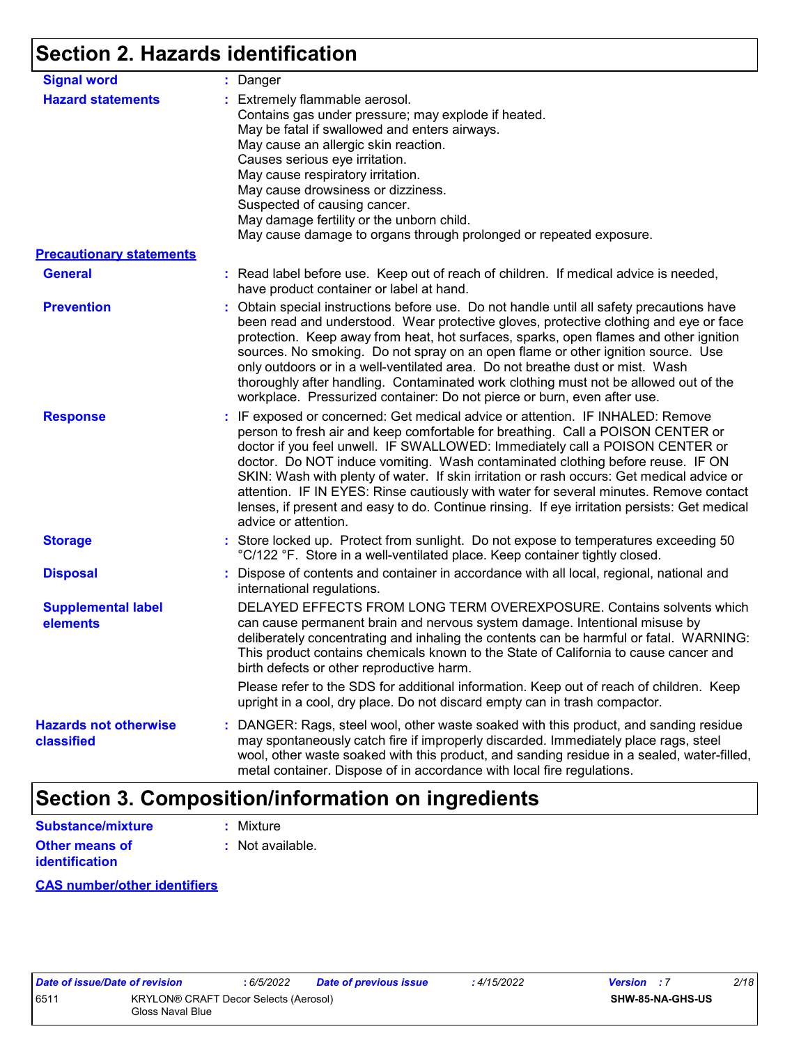## Section 2. Hazards identification

**Signal word** : Danger

**Hazard statements** : Extremely flammable aerosol.
Contains gas under pressure; may explode if heated.
May be fatal if swallowed and enters airways.
May cause an allergic skin reaction.
Causes serious eye irritation.
May cause respiratory irritation.
May cause drowsiness or dizziness.
Suspected of causing cancer.
May damage fertility or the unborn child.
May cause damage to organs through prolonged or repeated exposure.

**Precautionary statements**

**General** : Read label before use. Keep out of reach of children. If medical advice is needed, have product container or label at hand.

**Prevention** : Obtain special instructions before use. Do not handle until all safety precautions have been read and understood. Wear protective gloves, protective clothing and eye or face protection. Keep away from heat, hot surfaces, sparks, open flames and other ignition sources. No smoking. Do not spray on an open flame or other ignition source. Use only outdoors or in a well-ventilated area. Do not breathe dust or mist. Wash thoroughly after handling. Contaminated work clothing must not be allowed out of the workplace. Pressurized container: Do not pierce or burn, even after use.

**Response** : IF exposed or concerned: Get medical advice or attention. IF INHALED: Remove person to fresh air and keep comfortable for breathing. Call a POISON CENTER or doctor if you feel unwell. IF SWALLOWED: Immediately call a POISON CENTER or doctor. Do NOT induce vomiting. Wash contaminated clothing before reuse. IF ON SKIN: Wash with plenty of water. If skin irritation or rash occurs: Get medical advice or attention. IF IN EYES: Rinse cautiously with water for several minutes. Remove contact lenses, if present and easy to do. Continue rinsing. If eye irritation persists: Get medical advice or attention.

**Storage** : Store locked up. Protect from sunlight. Do not expose to temperatures exceeding 50 °C/122 °F. Store in a well-ventilated place. Keep container tightly closed.

**Disposal** : Dispose of contents and container in accordance with all local, regional, national and international regulations.

**Supplemental label elements** DELAYED EFFECTS FROM LONG TERM OVEREXPOSURE. Contains solvents which can cause permanent brain and nervous system damage. Intentional misuse by deliberately concentrating and inhaling the contents can be harmful or fatal. WARNING: This product contains chemicals known to the State of California to cause cancer and birth defects or other reproductive harm.

Please refer to the SDS for additional information. Keep out of reach of children. Keep upright in a cool, dry place. Do not discard empty can in trash compactor.

**Hazards not otherwise classified** : DANGER: Rags, steel wool, other waste soaked with this product, and sanding residue may spontaneously catch fire if improperly discarded. Immediately place rags, steel wool, other waste soaked with this product, and sanding residue in a sealed, water-filled, metal container. Dispose of in accordance with local fire regulations.

## Section 3. Composition/information on ingredients

**Substance/mixture** : Mixture

**Other means of identification** : Not available.

**CAS number/other identifiers**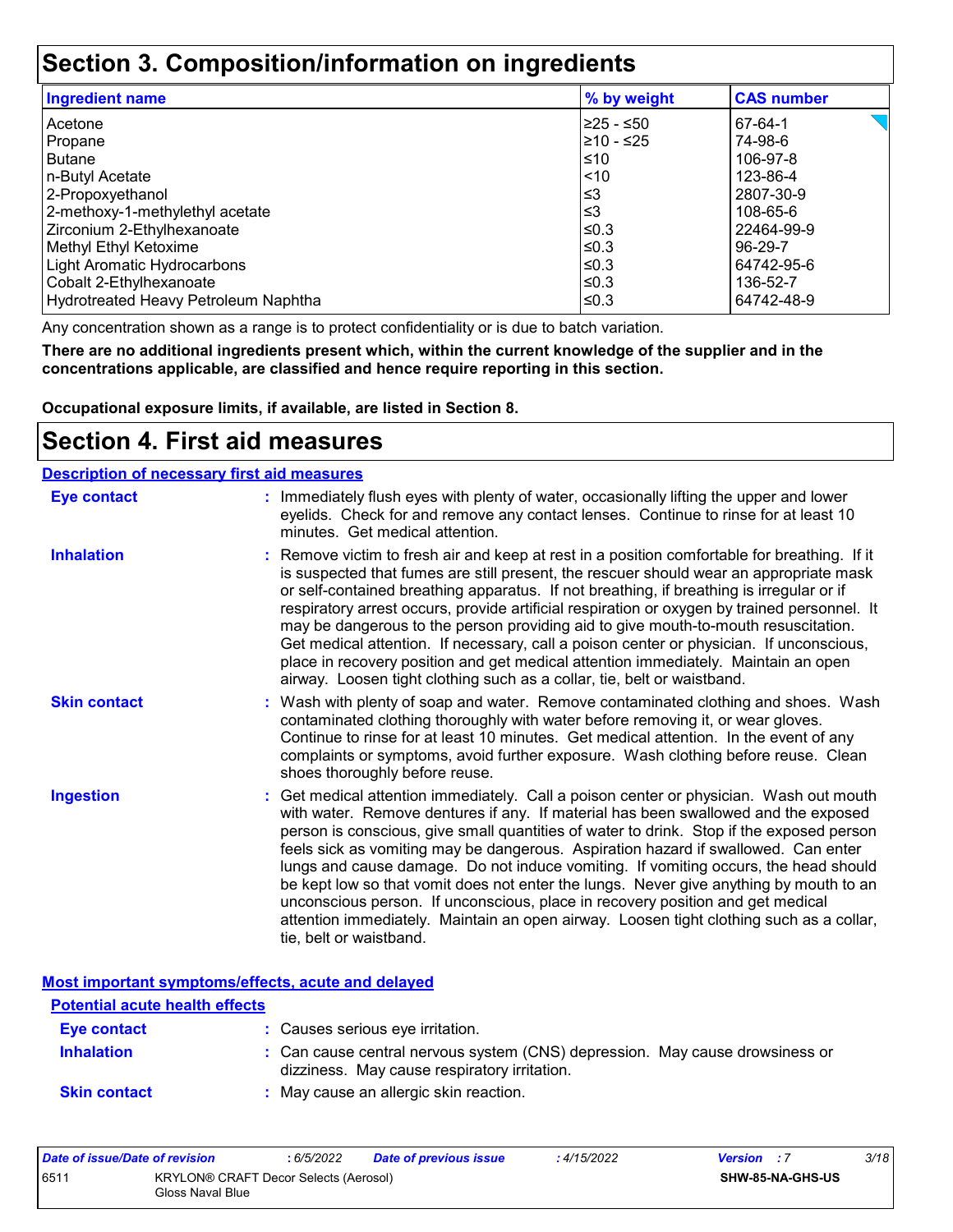## Section 3. Composition/information on ingredients

| Ingredient name | % by weight | CAS number |
|---|---|---|
| Acetone | ≥25 - ≤50 | 67-64-1 |
| Propane | ≥10 - ≤25 | 74-98-6 |
| Butane | ≤10 | 106-97-8 |
| n-Butyl Acetate | <10 | 123-86-4 |
| 2-Propoxyethanol | ≤3 | 2807-30-9 |
| 2-methoxy-1-methylethyl acetate | ≤3 | 108-65-6 |
| Zirconium 2-Ethylhexanoate | ≤0.3 | 22464-99-9 |
| Methyl Ethyl Ketoxime | ≤0.3 | 96-29-7 |
| Light Aromatic Hydrocarbons | ≤0.3 | 64742-95-6 |
| Cobalt 2-Ethylhexanoate | ≤0.3 | 136-52-7 |
| Hydrotreated Heavy Petroleum Naphtha | ≤0.3 | 64742-48-9 |

Any concentration shown as a range is to protect confidentiality or is due to batch variation.

**There are no additional ingredients present which, within the current knowledge of the supplier and in the concentrations applicable, are classified and hence require reporting in this section.**

**Occupational exposure limits, if available, are listed in Section 8.**

## Section 4. First aid measures

### Description of necessary first aid measures

**Eye contact** : Immediately flush eyes with plenty of water, occasionally lifting the upper and lower eyelids. Check for and remove any contact lenses. Continue to rinse for at least 10 minutes. Get medical attention.

**Inhalation** : Remove victim to fresh air and keep at rest in a position comfortable for breathing. If it is suspected that fumes are still present, the rescuer should wear an appropriate mask or self-contained breathing apparatus. If not breathing, if breathing is irregular or if respiratory arrest occurs, provide artificial respiration or oxygen by trained personnel. It may be dangerous to the person providing aid to give mouth-to-mouth resuscitation. Get medical attention. If necessary, call a poison center or physician. If unconscious, place in recovery position and get medical attention immediately. Maintain an open airway. Loosen tight clothing such as a collar, tie, belt or waistband.

**Skin contact** : Wash with plenty of soap and water. Remove contaminated clothing and shoes. Wash contaminated clothing thoroughly with water before removing it, or wear gloves. Continue to rinse for at least 10 minutes. Get medical attention. In the event of any complaints or symptoms, avoid further exposure. Wash clothing before reuse. Clean shoes thoroughly before reuse.

**Ingestion** : Get medical attention immediately. Call a poison center or physician. Wash out mouth with water. Remove dentures if any. If material has been swallowed and the exposed person is conscious, give small quantities of water to drink. Stop if the exposed person feels sick as vomiting may be dangerous. Aspiration hazard if swallowed. Can enter lungs and cause damage. Do not induce vomiting. If vomiting occurs, the head should be kept low so that vomit does not enter the lungs. Never give anything by mouth to an unconscious person. If unconscious, place in recovery position and get medical attention immediately. Maintain an open airway. Loosen tight clothing such as a collar, tie, belt or waistband.

### Most important symptoms/effects, acute and delayed

#### Potential acute health effects

**Eye contact** : Causes serious eye irritation.

**Inhalation** : Can cause central nervous system (CNS) depression. May cause drowsiness or dizziness. May cause respiratory irritation.

**Skin contact** : May cause an allergic skin reaction.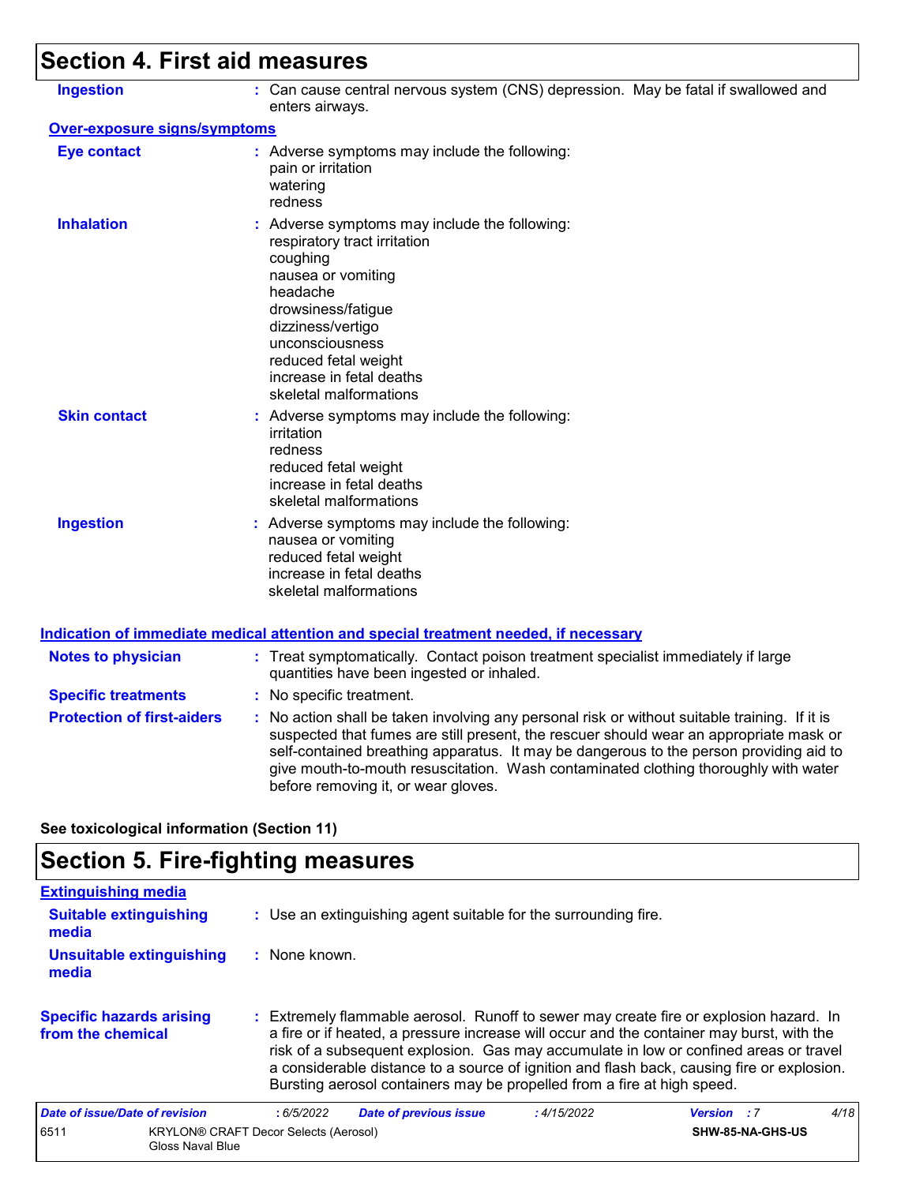## Section 4. First aid measures

**Ingestion** : Can cause central nervous system (CNS) depression. May be fatal if swallowed and enters airways.

### Over-exposure signs/symptoms

**Eye contact** : Adverse symptoms may include the following:
pain or irritation
watering
redness

**Inhalation** : Adverse symptoms may include the following:
respiratory tract irritation
coughing
nausea or vomiting
headache
drowsiness/fatigue
dizziness/vertigo
unconsciousness
reduced fetal weight
increase in fetal deaths
skeletal malformations

**Skin contact** : Adverse symptoms may include the following:
irritation
redness
reduced fetal weight
increase in fetal deaths
skeletal malformations

**Ingestion** : Adverse symptoms may include the following:
nausea or vomiting
reduced fetal weight
increase in fetal deaths
skeletal malformations

### Indication of immediate medical attention and special treatment needed, if necessary

**Notes to physician** : Treat symptomatically. Contact poison treatment specialist immediately if large quantities have been ingested or inhaled.

**Specific treatments** : No specific treatment.

**Protection of first-aiders** : No action shall be taken involving any personal risk or without suitable training. If it is suspected that fumes are still present, the rescuer should wear an appropriate mask or self-contained breathing apparatus. It may be dangerous to the person providing aid to give mouth-to-mouth resuscitation. Wash contaminated clothing thoroughly with water before removing it, or wear gloves.

**See toxicological information (Section 11)**

## Section 5. Fire-fighting measures

### Extinguishing media

**Suitable extinguishing media** : Use an extinguishing agent suitable for the surrounding fire.

**Unsuitable extinguishing media** : None known.

**Specific hazards arising from the chemical** : Extremely flammable aerosol. Runoff to sewer may create fire or explosion hazard. In a fire or if heated, a pressure increase will occur and the container may burst, with the risk of a subsequent explosion. Gas may accumulate in low or confined areas or travel a considerable distance to a source of ignition and flash back, causing fire or explosion. Bursting aerosol containers may be propelled from a fire at high speed.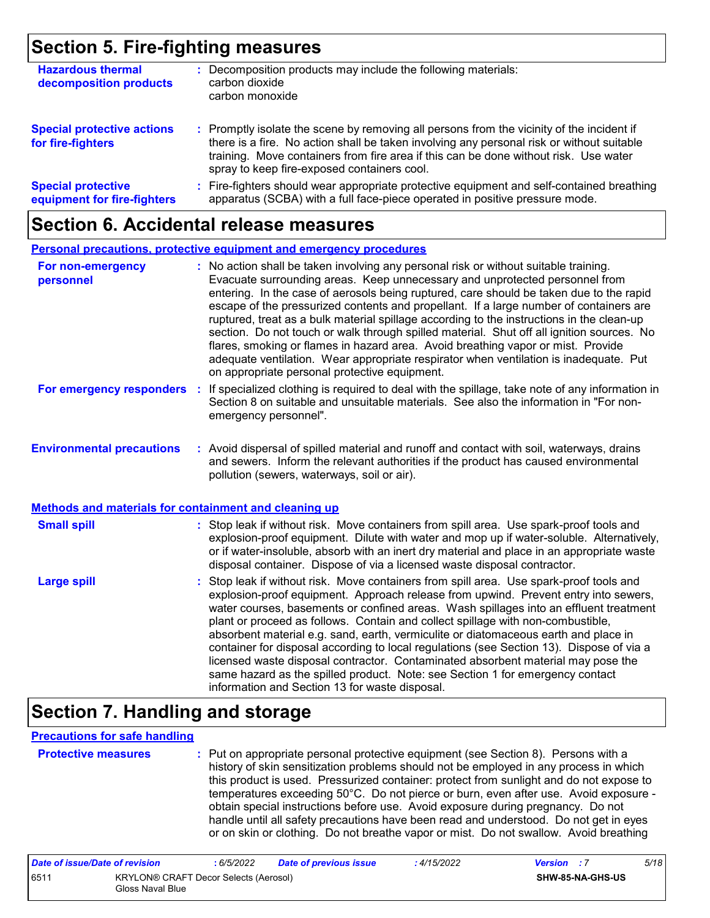## Section 5. Fire-fighting measures

**Hazardous thermal decomposition products** : Decomposition products may include the following materials:
carbon dioxide
carbon monoxide

**Special protective actions for fire-fighters** : Promptly isolate the scene by removing all persons from the vicinity of the incident if there is a fire. No action shall be taken involving any personal risk or without suitable training. Move containers from fire area if this can be done without risk. Use water spray to keep fire-exposed containers cool.

**Special protective equipment for fire-fighters** : Fire-fighters should wear appropriate protective equipment and self-contained breathing apparatus (SCBA) with a full face-piece operated in positive pressure mode.

## Section 6. Accidental release measures

**Personal precautions, protective equipment and emergency procedures**

**For non-emergency personnel** : No action shall be taken involving any personal risk or without suitable training. Evacuate surrounding areas. Keep unnecessary and unprotected personnel from entering. In the case of aerosols being ruptured, care should be taken due to the rapid escape of the pressurized contents and propellant. If a large number of containers are ruptured, treat as a bulk material spillage according to the instructions in the clean-up section. Do not touch or walk through spilled material. Shut off all ignition sources. No flares, smoking or flames in hazard area. Avoid breathing vapor or mist. Provide adequate ventilation. Wear appropriate respirator when ventilation is inadequate. Put on appropriate personal protective equipment.

**For emergency responders** : If specialized clothing is required to deal with the spillage, take note of any information in Section 8 on suitable and unsuitable materials. See also the information in "For non-emergency personnel".

**Environmental precautions** : Avoid dispersal of spilled material and runoff and contact with soil, waterways, drains and sewers. Inform the relevant authorities if the product has caused environmental pollution (sewers, waterways, soil or air).

**Methods and materials for containment and cleaning up**

**Small spill** : Stop leak if without risk. Move containers from spill area. Use spark-proof tools and explosion-proof equipment. Dilute with water and mop up if water-soluble. Alternatively, or if water-insoluble, absorb with an inert dry material and place in an appropriate waste disposal container. Dispose of via a licensed waste disposal contractor.

**Large spill** : Stop leak if without risk. Move containers from spill area. Use spark-proof tools and explosion-proof equipment. Approach release from upwind. Prevent entry into sewers, water courses, basements or confined areas. Wash spillages into an effluent treatment plant or proceed as follows. Contain and collect spillage with non-combustible, absorbent material e.g. sand, earth, vermiculite or diatomaceous earth and place in container for disposal according to local regulations (see Section 13). Dispose of via a licensed waste disposal contractor. Contaminated absorbent material may pose the same hazard as the spilled product. Note: see Section 1 for emergency contact information and Section 13 for waste disposal.

## Section 7. Handling and storage

**Precautions for safe handling**

**Protective measures** : Put on appropriate personal protective equipment (see Section 8). Persons with a history of skin sensitization problems should not be employed in any process in which this product is used. Pressurized container: protect from sunlight and do not expose to temperatures exceeding 50°C. Do not pierce or burn, even after use. Avoid exposure - obtain special instructions before use. Avoid exposure during pregnancy. Do not handle until all safety precautions have been read and understood. Do not get in eyes or on skin or clothing. Do not breathe vapor or mist. Do not swallow. Avoid breathing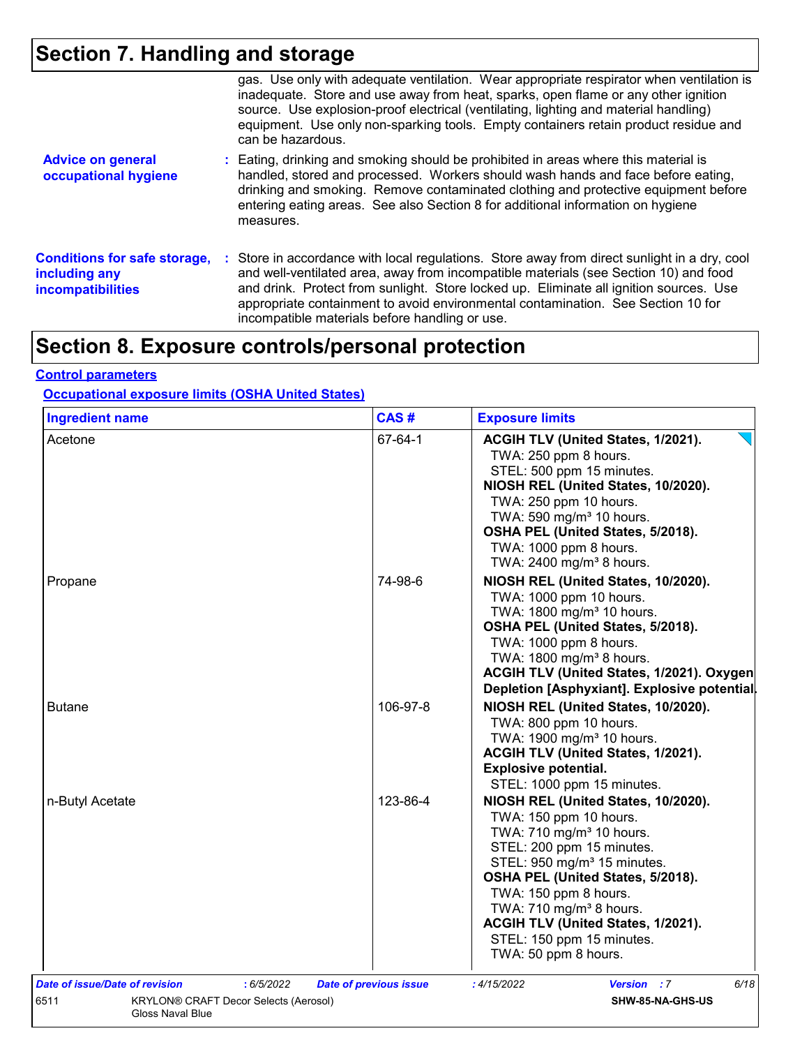# Section 7. Handling and storage

gas. Use only with adequate ventilation. Wear appropriate respirator when ventilation is inadequate. Store and use away from heat, sparks, open flame or any other ignition source. Use explosion-proof electrical (ventilating, lighting and material handling) equipment. Use only non-sparking tools. Empty containers retain product residue and can be hazardous.

**Advice on general occupational hygiene** : Eating, drinking and smoking should be prohibited in areas where this material is handled, stored and processed. Workers should wash hands and face before eating, drinking and smoking. Remove contaminated clothing and protective equipment before entering eating areas. See also Section 8 for additional information on hygiene measures.

**Conditions for safe storage, including any incompatibilities** : Store in accordance with local regulations. Store away from direct sunlight in a dry, cool and well-ventilated area, away from incompatible materials (see Section 10) and food and drink. Protect from sunlight. Store locked up. Eliminate all ignition sources. Use appropriate containment to avoid environmental contamination. See Section 10 for incompatible materials before handling or use.

# Section 8. Exposure controls/personal protection

## Control parameters

### Occupational exposure limits (OSHA United States)

| Ingredient name | CAS # | Exposure limits |
|---|---|---|
| Acetone | 67-64-1 | **ACGIH TLV (United States, 1/2021).**<br>TWA: 250 ppm 8 hours.<br>STEL: 500 ppm 15 minutes.<br>**NIOSH REL (United States, 10/2020).**<br>TWA: 250 ppm 10 hours.<br>TWA: 590 mg/m³ 10 hours.<br>**OSHA PEL (United States, 5/2018).**<br>TWA: 1000 ppm 8 hours.<br>TWA: 2400 mg/m³ 8 hours. |
| Propane | 74-98-6 | **NIOSH REL (United States, 10/2020).**<br>TWA: 1000 ppm 10 hours.<br>TWA: 1800 mg/m³ 10 hours.<br>**OSHA PEL (United States, 5/2018).**<br>TWA: 1000 ppm 8 hours.<br>TWA: 1800 mg/m³ 8 hours.<br>**ACGIH TLV (United States, 1/2021). Oxygen Depletion [Asphyxiant]. Explosive potential.** |
| Butane | 106-97-8 | **NIOSH REL (United States, 10/2020).**<br>TWA: 800 ppm 10 hours.<br>TWA: 1900 mg/m³ 10 hours.<br>**ACGIH TLV (United States, 1/2021). Explosive potential.**<br>STEL: 1000 ppm 15 minutes. |
| n-Butyl Acetate | 123-86-4 | **NIOSH REL (United States, 10/2020).**<br>TWA: 150 ppm 10 hours.<br>TWA: 710 mg/m³ 10 hours.<br>STEL: 200 ppm 15 minutes.<br>STEL: 950 mg/m³ 15 minutes.<br>**OSHA PEL (United States, 5/2018).**<br>TWA: 150 ppm 8 hours.<br>TWA: 710 mg/m³ 8 hours.<br>**ACGIH TLV (United States, 1/2021).**<br>STEL: 150 ppm 15 minutes.<br>TWA: 50 ppm 8 hours. |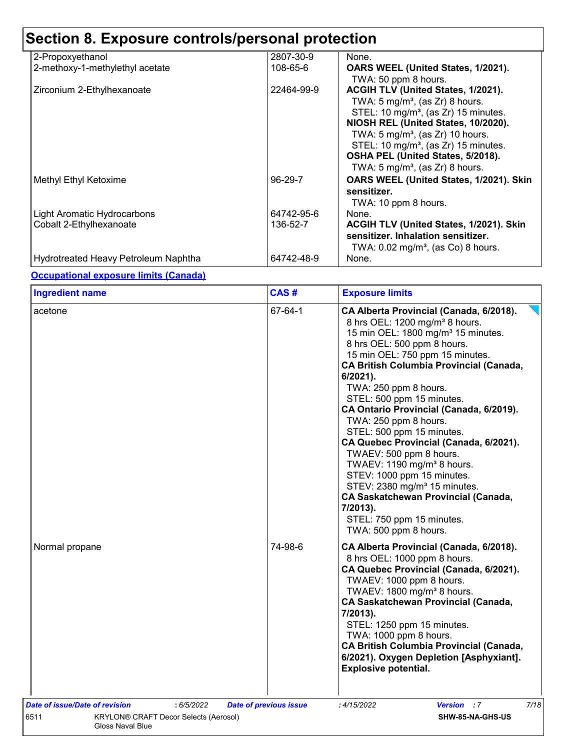# Section 8. Exposure controls/personal protection

| | | |
|---|---|---|
| 2-Propoxyethanol | 2807-30-9 | None. |
| 2-methoxy-1-methylethyl acetate | 108-65-6 | **OARS WEEL (United States, 1/2021).**<br>TWA: 50 ppm 8 hours. |
| Zirconium 2-Ethylhexanoate | 22464-99-9 | **ACGIH TLV (United States, 1/2021).**<br>TWA: 5 mg/m³, (as Zr) 8 hours.<br>STEL: 10 mg/m³, (as Zr) 15 minutes.<br>**NIOSH REL (United States, 10/2020).**<br>TWA: 5 mg/m³, (as Zr) 10 hours.<br>STEL: 10 mg/m³, (as Zr) 15 minutes.<br>**OSHA PEL (United States, 5/2018).**<br>TWA: 5 mg/m³, (as Zr) 8 hours. |
| Methyl Ethyl Ketoxime | 96-29-7 | **OARS WEEL (United States, 1/2021). Skin sensitizer.**<br>TWA: 10 ppm 8 hours. |
| Light Aromatic Hydrocarbons | 64742-95-6 | None. |
| Cobalt 2-Ethylhexanoate | 136-52-7 | **ACGIH TLV (United States, 1/2021). Skin sensitizer. Inhalation sensitizer.**<br>TWA: 0.02 mg/m³, (as Co) 8 hours. |
| Hydrotreated Heavy Petroleum Naphtha | 64742-48-9 | None. |

**Occupational exposure limits (Canada)**

| Ingredient name | CAS # | Exposure limits |
|---|---|---|
| acetone | 67-64-1 | **CA Alberta Provincial (Canada, 6/2018).**<br>8 hrs OEL: 1200 mg/m³ 8 hours.<br>15 min OEL: 1800 mg/m³ 15 minutes.<br>8 hrs OEL: 500 ppm 8 hours.<br>15 min OEL: 750 ppm 15 minutes.<br>**CA British Columbia Provincial (Canada, 6/2021).**<br>TWA: 250 ppm 8 hours.<br>STEL: 500 ppm 15 minutes.<br>**CA Ontario Provincial (Canada, 6/2019).**<br>TWA: 250 ppm 8 hours.<br>STEL: 500 ppm 15 minutes.<br>**CA Quebec Provincial (Canada, 6/2021).**<br>TWAEV: 500 ppm 8 hours.<br>TWAEV: 1190 mg/m³ 8 hours.<br>STEV: 1000 ppm 15 minutes.<br>STEV: 2380 mg/m³ 15 minutes.<br>**CA Saskatchewan Provincial (Canada, 7/2013).**<br>STEL: 750 ppm 15 minutes.<br>TWA: 500 ppm 8 hours. |
| Normal propane | 74-98-6 | **CA Alberta Provincial (Canada, 6/2018).**<br>8 hrs OEL: 1000 ppm 8 hours.<br>**CA Quebec Provincial (Canada, 6/2021).**<br>TWAEV: 1000 ppm 8 hours.<br>TWAEV: 1800 mg/m³ 8 hours.<br>**CA Saskatchewan Provincial (Canada, 7/2013).**<br>STEL: 1250 ppm 15 minutes.<br>TWA: 1000 ppm 8 hours.<br>**CA British Columbia Provincial (Canada, 6/2021). Oxygen Depletion [Asphyxiant]. Explosive potential.** |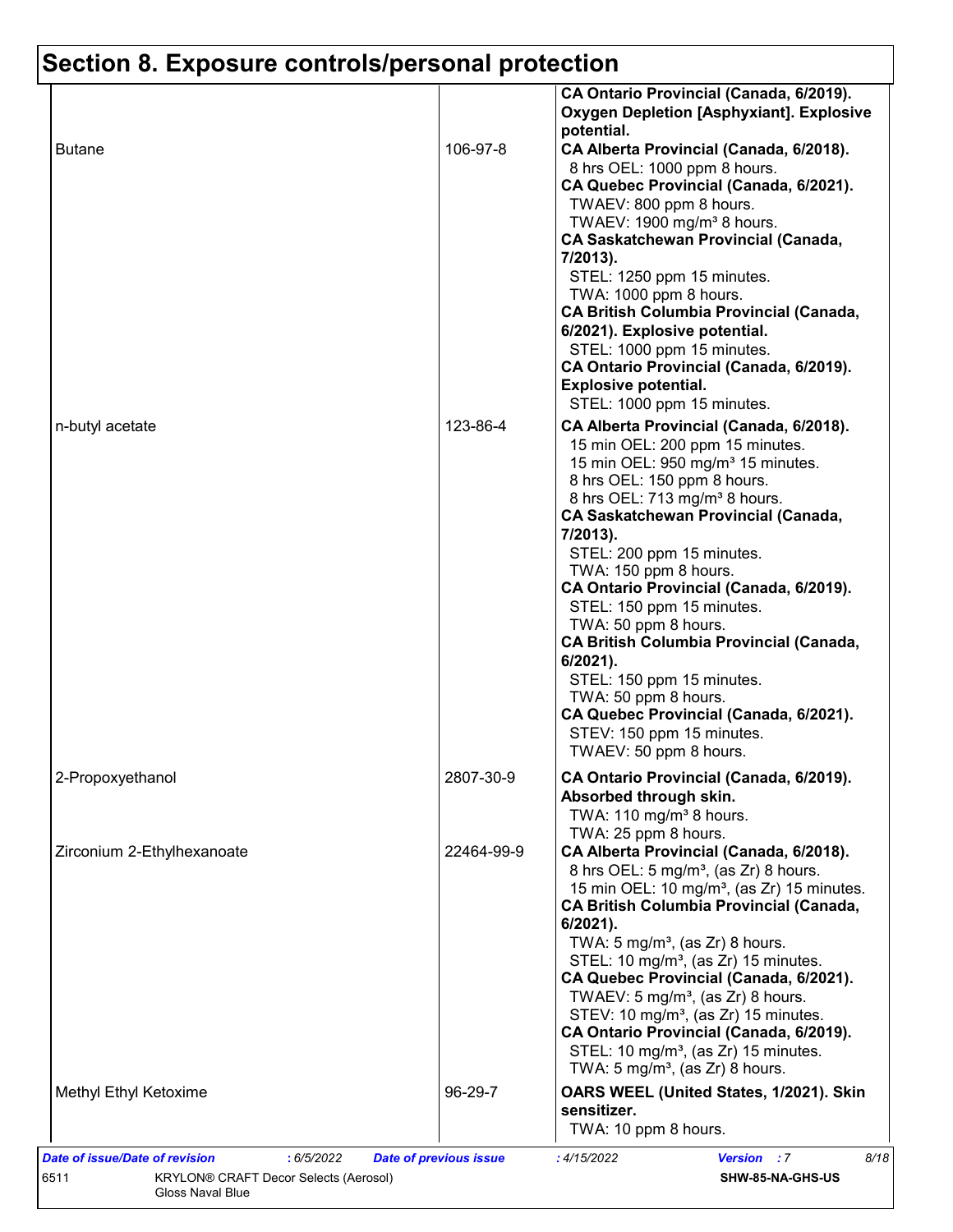## Section 8. Exposure controls/personal protection

| | | |
|---|---|---|
| | | **CA Ontario Provincial (Canada, 6/2019). Oxygen Depletion [Asphyxiant]. Explosive potential.** |
| Butane | 106-97-8 | **CA Alberta Provincial (Canada, 6/2018).**<br>8 hrs OEL: 1000 ppm 8 hours.<br>**CA Quebec Provincial (Canada, 6/2021).**<br>TWAEV: 800 ppm 8 hours.<br>TWAEV: 1900 mg/m³ 8 hours.<br>**CA Saskatchewan Provincial (Canada, 7/2013).**<br>STEL: 1250 ppm 15 minutes.<br>TWA: 1000 ppm 8 hours.<br>**CA British Columbia Provincial (Canada, 6/2021). Explosive potential.**<br>STEL: 1000 ppm 15 minutes.<br>**CA Ontario Provincial (Canada, 6/2019). Explosive potential.**<br>STEL: 1000 ppm 15 minutes. |
| n-butyl acetate | 123-86-4 | **CA Alberta Provincial (Canada, 6/2018).**<br>15 min OEL: 200 ppm 15 minutes.<br>15 min OEL: 950 mg/m³ 15 minutes.<br>8 hrs OEL: 150 ppm 8 hours.<br>8 hrs OEL: 713 mg/m³ 8 hours.<br>**CA Saskatchewan Provincial (Canada, 7/2013).**<br>STEL: 200 ppm 15 minutes.<br>TWA: 150 ppm 8 hours.<br>**CA Ontario Provincial (Canada, 6/2019).**<br>STEL: 150 ppm 15 minutes.<br>TWA: 50 ppm 8 hours.<br>**CA British Columbia Provincial (Canada, 6/2021).**<br>STEL: 150 ppm 15 minutes.<br>TWA: 50 ppm 8 hours.<br>**CA Quebec Provincial (Canada, 6/2021).**<br>STEV: 150 ppm 15 minutes.<br>TWAEV: 50 ppm 8 hours. |
| 2-Propoxyethanol | 2807-30-9 | **CA Ontario Provincial (Canada, 6/2019). Absorbed through skin.**<br>TWA: 110 mg/m³ 8 hours.<br>TWA: 25 ppm 8 hours. |
| Zirconium 2-Ethylhexanoate | 22464-99-9 | **CA Alberta Provincial (Canada, 6/2018).**<br>8 hrs OEL: 5 mg/m³, (as Zr) 8 hours.<br>15 min OEL: 10 mg/m³, (as Zr) 15 minutes.<br>**CA British Columbia Provincial (Canada, 6/2021).**<br>TWA: 5 mg/m³, (as Zr) 8 hours.<br>STEL: 10 mg/m³, (as Zr) 15 minutes.<br>**CA Quebec Provincial (Canada, 6/2021).**<br>TWAEV: 5 mg/m³, (as Zr) 8 hours.<br>STEV: 10 mg/m³, (as Zr) 15 minutes.<br>**CA Ontario Provincial (Canada, 6/2019).**<br>STEL: 10 mg/m³, (as Zr) 15 minutes.<br>TWA: 5 mg/m³, (as Zr) 8 hours. |
| Methyl Ethyl Ketoxime | 96-29-7 | **OARS WEEL (United States, 1/2021). Skin sensitizer.**<br>TWA: 10 ppm 8 hours. |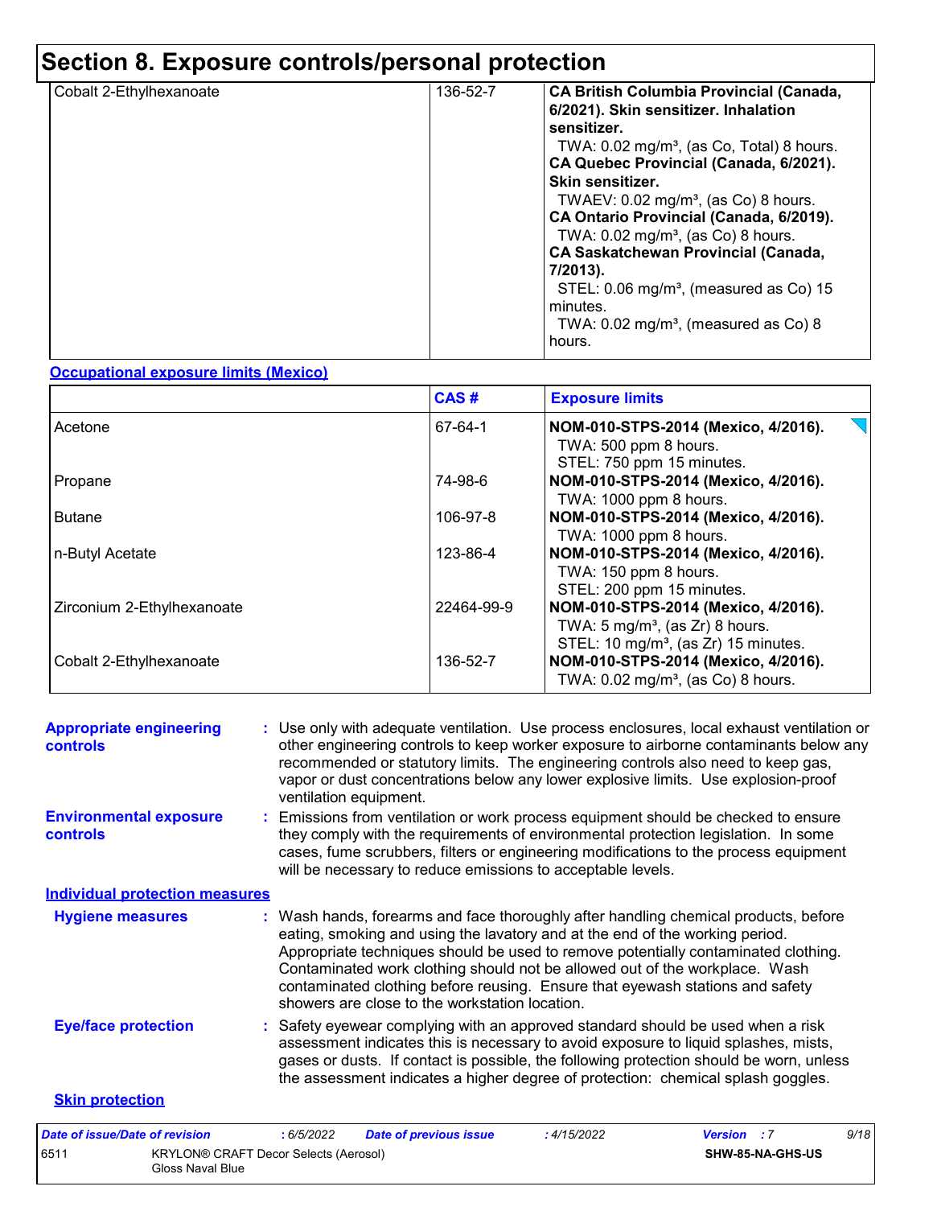# Section 8. Exposure controls/personal protection

| | | |
|---|---|---|
| Cobalt 2-Ethylhexanoate | 136-52-7 | **CA British Columbia Provincial (Canada, 6/2021). Skin sensitizer. Inhalation sensitizer.**<br>TWA: 0.02 mg/m³, (as Co, Total) 8 hours.<br>**CA Quebec Provincial (Canada, 6/2021). Skin sensitizer.**<br>TWAEV: 0.02 mg/m³, (as Co) 8 hours.<br>**CA Ontario Provincial (Canada, 6/2019).**<br>TWA: 0.02 mg/m³, (as Co) 8 hours.<br>**CA Saskatchewan Provincial (Canada, 7/2013).**<br>STEL: 0.06 mg/m³, (measured as Co) 15 minutes.<br>TWA: 0.02 mg/m³, (measured as Co) 8 hours. |

**Occupational exposure limits (Mexico)**

| | CAS # | Exposure limits |
|---|---|---|
| Acetone | 67-64-1 | **NOM-010-STPS-2014 (Mexico, 4/2016).**<br>TWA: 500 ppm 8 hours.<br>STEL: 750 ppm 15 minutes. |
| Propane | 74-98-6 | **NOM-010-STPS-2014 (Mexico, 4/2016).**<br>TWA: 1000 ppm 8 hours. |
| Butane | 106-97-8 | **NOM-010-STPS-2014 (Mexico, 4/2016).**<br>TWA: 1000 ppm 8 hours. |
| n-Butyl Acetate | 123-86-4 | **NOM-010-STPS-2014 (Mexico, 4/2016).**<br>TWA: 150 ppm 8 hours.<br>STEL: 200 ppm 15 minutes. |
| Zirconium 2-Ethylhexanoate | 22464-99-9 | **NOM-010-STPS-2014 (Mexico, 4/2016).**<br>TWA: 5 mg/m³, (as Zr) 8 hours.<br>STEL: 10 mg/m³, (as Zr) 15 minutes. |
| Cobalt 2-Ethylhexanoate | 136-52-7 | **NOM-010-STPS-2014 (Mexico, 4/2016).**<br>TWA: 0.02 mg/m³, (as Co) 8 hours. |

**Appropriate engineering controls** : Use only with adequate ventilation. Use process enclosures, local exhaust ventilation or other engineering controls to keep worker exposure to airborne contaminants below any recommended or statutory limits. The engineering controls also need to keep gas, vapor or dust concentrations below any lower explosive limits. Use explosion-proof ventilation equipment.

**Environmental exposure controls** : Emissions from ventilation or work process equipment should be checked to ensure they comply with the requirements of environmental protection legislation. In some cases, fume scrubbers, filters or engineering modifications to the process equipment will be necessary to reduce emissions to acceptable levels.

**Individual protection measures**

**Hygiene measures** : Wash hands, forearms and face thoroughly after handling chemical products, before eating, smoking and using the lavatory and at the end of the working period. Appropriate techniques should be used to remove potentially contaminated clothing. Contaminated work clothing should not be allowed out of the workplace. Wash contaminated clothing before reusing. Ensure that eyewash stations and safety showers are close to the workstation location.

**Eye/face protection** : Safety eyewear complying with an approved standard should be used when a risk assessment indicates this is necessary to avoid exposure to liquid splashes, mists, gases or dusts. If contact is possible, the following protection should be worn, unless the assessment indicates a higher degree of protection: chemical splash goggles.

**Skin protection**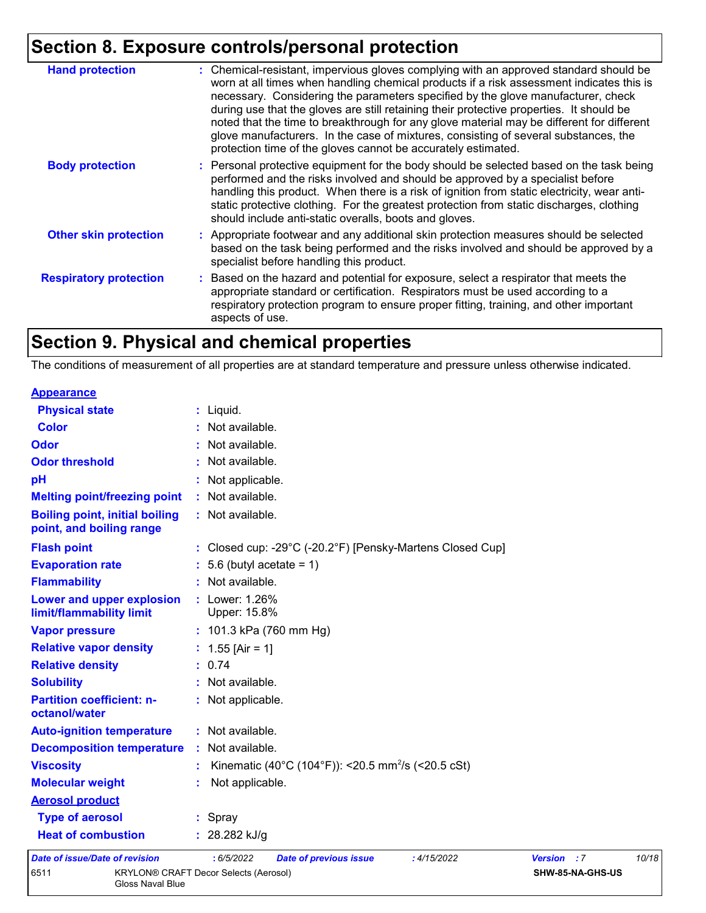## Section 8. Exposure controls/personal protection

| | |
|---|---|
| **Hand protection** | : Chemical-resistant, impervious gloves complying with an approved standard should be worn at all times when handling chemical products if a risk assessment indicates this is necessary. Considering the parameters specified by the glove manufacturer, check during use that the gloves are still retaining their protective properties. It should be noted that the time to breakthrough for any glove material may be different for different glove manufacturers. In the case of mixtures, consisting of several substances, the protection time of the gloves cannot be accurately estimated. |
| **Body protection** | : Personal protective equipment for the body should be selected based on the task being performed and the risks involved and should be approved by a specialist before handling this product. When there is a risk of ignition from static electricity, wear anti-static protective clothing. For the greatest protection from static discharges, clothing should include anti-static overalls, boots and gloves. |
| **Other skin protection** | : Appropriate footwear and any additional skin protection measures should be selected based on the task being performed and the risks involved and should be approved by a specialist before handling this product. |
| **Respiratory protection** | : Based on the hazard and potential for exposure, select a respirator that meets the appropriate standard or certification. Respirators must be used according to a respiratory protection program to ensure proper fitting, training, and other important aspects of use. |

## Section 9. Physical and chemical properties

The conditions of measurement of all properties are at standard temperature and pressure unless otherwise indicated.

**Appearance**

| | |
|---|---|
| **Physical state** | : Liquid. |
| **Color** | : Not available. |
| **Odor** | : Not available. |
| **Odor threshold** | : Not available. |
| **pH** | : Not applicable. |
| **Melting point/freezing point** | : Not available. |
| **Boiling point, initial boiling point, and boiling range** | : Not available. |
| **Flash point** | : Closed cup: -29°C (-20.2°F) [Pensky-Martens Closed Cup] |
| **Evaporation rate** | : 5.6 (butyl acetate = 1) |
| **Flammability** | : Not available. |
| **Lower and upper explosion limit/flammability limit** | : Lower: 1.26%<br>Upper: 15.8% |
| **Vapor pressure** | : 101.3 kPa (760 mm Hg) |
| **Relative vapor density** | : 1.55 [Air = 1] |
| **Relative density** | : 0.74 |
| **Solubility** | : Not available. |
| **Partition coefficient: n-octanol/water** | : Not applicable. |
| **Auto-ignition temperature** | : Not available. |
| **Decomposition temperature** | : Not available. |
| **Viscosity** | : Kinematic (40°C (104°F)): <20.5 $mm^2/s$ (<20.5 cSt) |
| **Molecular weight** | : Not applicable. |

**Aerosol product**

| | |
|---|---|
| **Type of aerosol** | : Spray |
| **Heat of combustion** | : 28.282 kJ/g |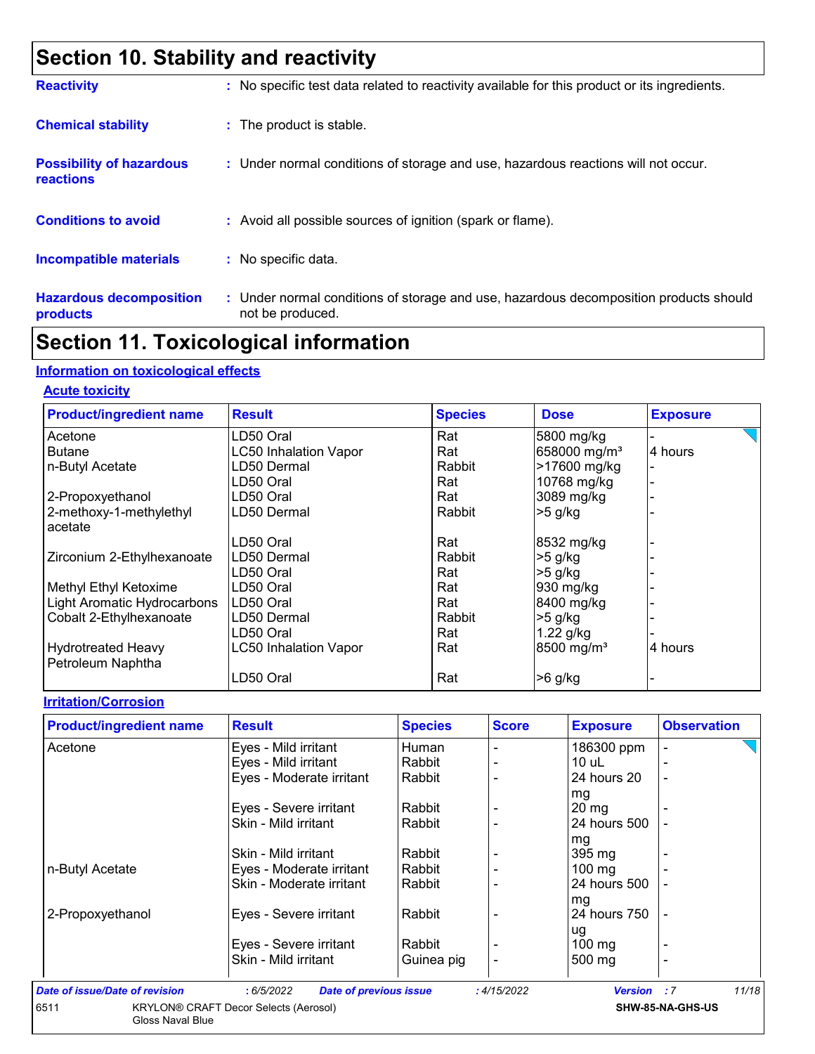## Section 10. Stability and reactivity

**Reactivity** : No specific test data related to reactivity available for this product or its ingredients.

**Chemical stability** : The product is stable.

**Possibility of hazardous reactions** : Under normal conditions of storage and use, hazardous reactions will not occur.

**Conditions to avoid** : Avoid all possible sources of ignition (spark or flame).

**Incompatible materials** : No specific data.

**Hazardous decomposition products** : Under normal conditions of storage and use, hazardous decomposition products should not be produced.

## Section 11. Toxicological information

### Information on toxicological effects

#### Acute toxicity

| Product/ingredient name | Result | Species | Dose | Exposure |
|---|---|---|---|---|
| Acetone | LD50 Oral | Rat | 5800 mg/kg | - |
| Butane | LC50 Inhalation Vapor | Rat | 658000 mg/m³ | 4 hours |
| n-Butyl Acetate | LD50 Dermal | Rabbit | >17600 mg/kg | - |
| | LD50 Oral | Rat | 10768 mg/kg | - |
| 2-Propoxyethanol | LD50 Oral | Rat | 3089 mg/kg | - |
| 2-methoxy-1-methylethyl acetate | LD50 Dermal | Rabbit | >5 g/kg | - |
| | LD50 Oral | Rat | 8532 mg/kg | - |
| Zirconium 2-Ethylhexanoate | LD50 Dermal | Rabbit | >5 g/kg | - |
| | LD50 Oral | Rat | >5 g/kg | - |
| Methyl Ethyl Ketoxime | LD50 Oral | Rat | 930 mg/kg | - |
| Light Aromatic Hydrocarbons | LD50 Oral | Rat | 8400 mg/kg | - |
| Cobalt 2-Ethylhexanoate | LD50 Dermal | Rabbit | >5 g/kg | - |
| | LD50 Oral | Rat | 1.22 g/kg | - |
| Hydrotreated Heavy Petroleum Naphtha | LC50 Inhalation Vapor | Rat | 8500 mg/m³ | 4 hours |
| | LD50 Oral | Rat | >6 g/kg | - |

#### Irritation/Corrosion

| Product/ingredient name | Result | Species | Score | Exposure | Observation |
|---|---|---|---|---|---|
| Acetone | Eyes - Mild irritant | Human | - | 186300 ppm | - |
| | Eyes - Mild irritant | Rabbit | - | 10 uL | - |
| | Eyes - Moderate irritant | Rabbit | - | 24 hours 20 mg | - |
| | Eyes - Severe irritant | Rabbit | - | 20 mg | - |
| | Skin - Mild irritant | Rabbit | - | 24 hours 500 mg | - |
| | Skin - Mild irritant | Rabbit | - | 395 mg | - |
| n-Butyl Acetate | Eyes - Moderate irritant | Rabbit | - | 100 mg | - |
| | Skin - Moderate irritant | Rabbit | - | 24 hours 500 mg | - |
| 2-Propoxyethanol | Eyes - Severe irritant | Rabbit | - | 24 hours 750 ug | - |
| | Eyes - Severe irritant | Rabbit | - | 100 mg | - |
| | Skin - Mild irritant | Guinea pig | - | 500 mg | - |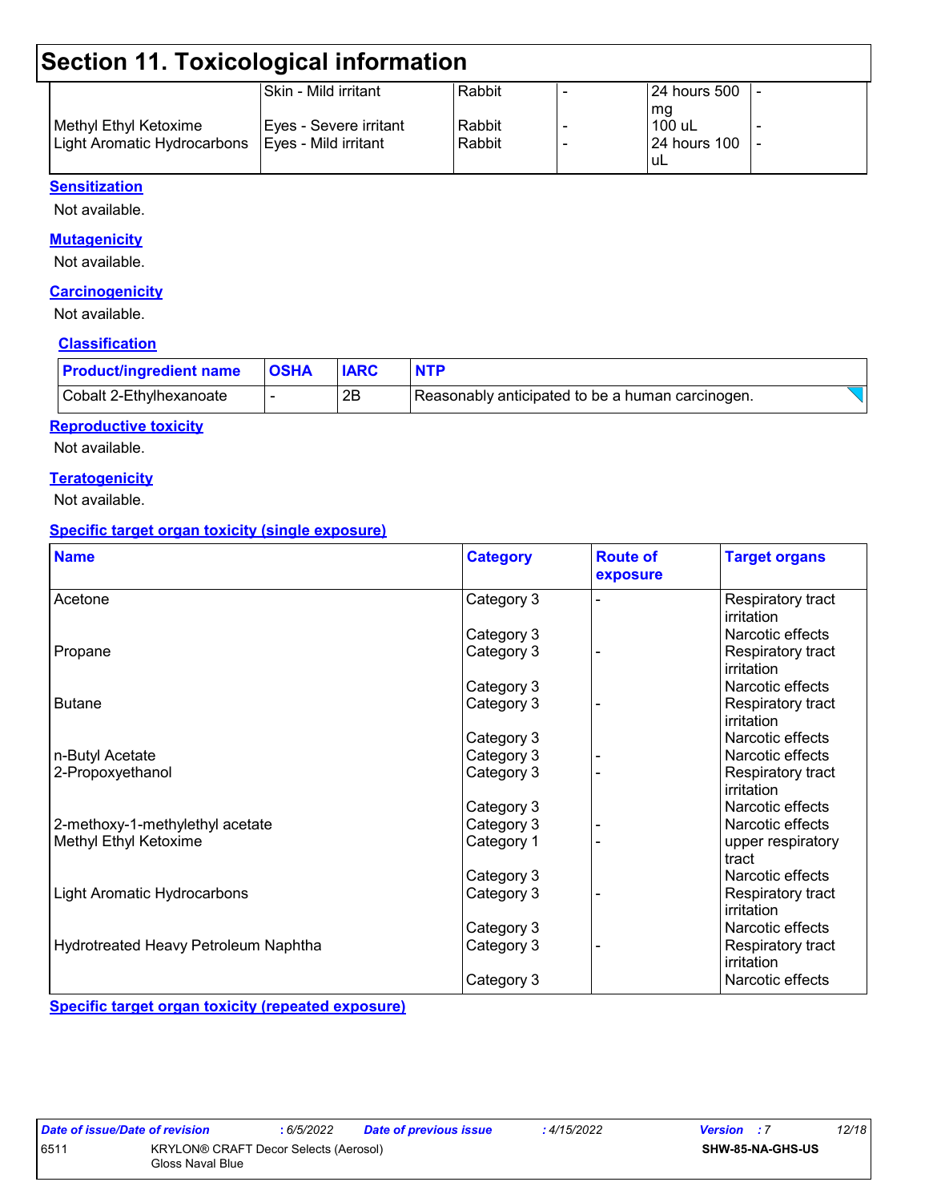# Section 11. Toxicological information

| | | | | | |
|---|---|---|---|---|---|
| | Skin - Mild irritant | Rabbit | - | 24 hours 500 mg | - |
| Methyl Ethyl Ketoxime | Eyes - Severe irritant | Rabbit | - | 100 uL | - |
| Light Aromatic Hydrocarbons | Eyes - Mild irritant | Rabbit | - | 24 hours 100 uL | - |

**Sensitization**

Not available.

**Mutagenicity**

Not available.

**Carcinogenicity**

Not available.

**Classification**

| Product/ingredient name | OSHA | IARC | NTP |
|---|---|---|---|
| Cobalt 2-Ethylhexanoate | - | 2B | Reasonably anticipated to be a human carcinogen. |

**Reproductive toxicity**

Not available.

**Teratogenicity**

Not available.

**Specific target organ toxicity (single exposure)**

| Name | Category | Route of exposure | Target organs |
|---|---|---|---|
| Acetone | Category 3 | - | Respiratory tract irritation |
| | Category 3 | | Narcotic effects |
| Propane | Category 3 | - | Respiratory tract irritation |
| | Category 3 | | Narcotic effects |
| Butane | Category 3 | - | Respiratory tract irritation |
| | Category 3 | | Narcotic effects |
| n-Butyl Acetate | Category 3 | - | Narcotic effects |
| 2-Propoxyethanol | Category 3 | - | Respiratory tract irritation |
| | Category 3 | | Narcotic effects |
| 2-methoxy-1-methylethyl acetate | Category 3 | - | Narcotic effects |
| Methyl Ethyl Ketoxime | Category 1 | - | upper respiratory tract |
| | Category 3 | | Narcotic effects |
| Light Aromatic Hydrocarbons | Category 3 | - | Respiratory tract irritation |
| | Category 3 | | Narcotic effects |
| Hydrotreated Heavy Petroleum Naphtha | Category 3 | - | Respiratory tract irritation |
| | Category 3 | | Narcotic effects |

**Specific target organ toxicity (repeated exposure)**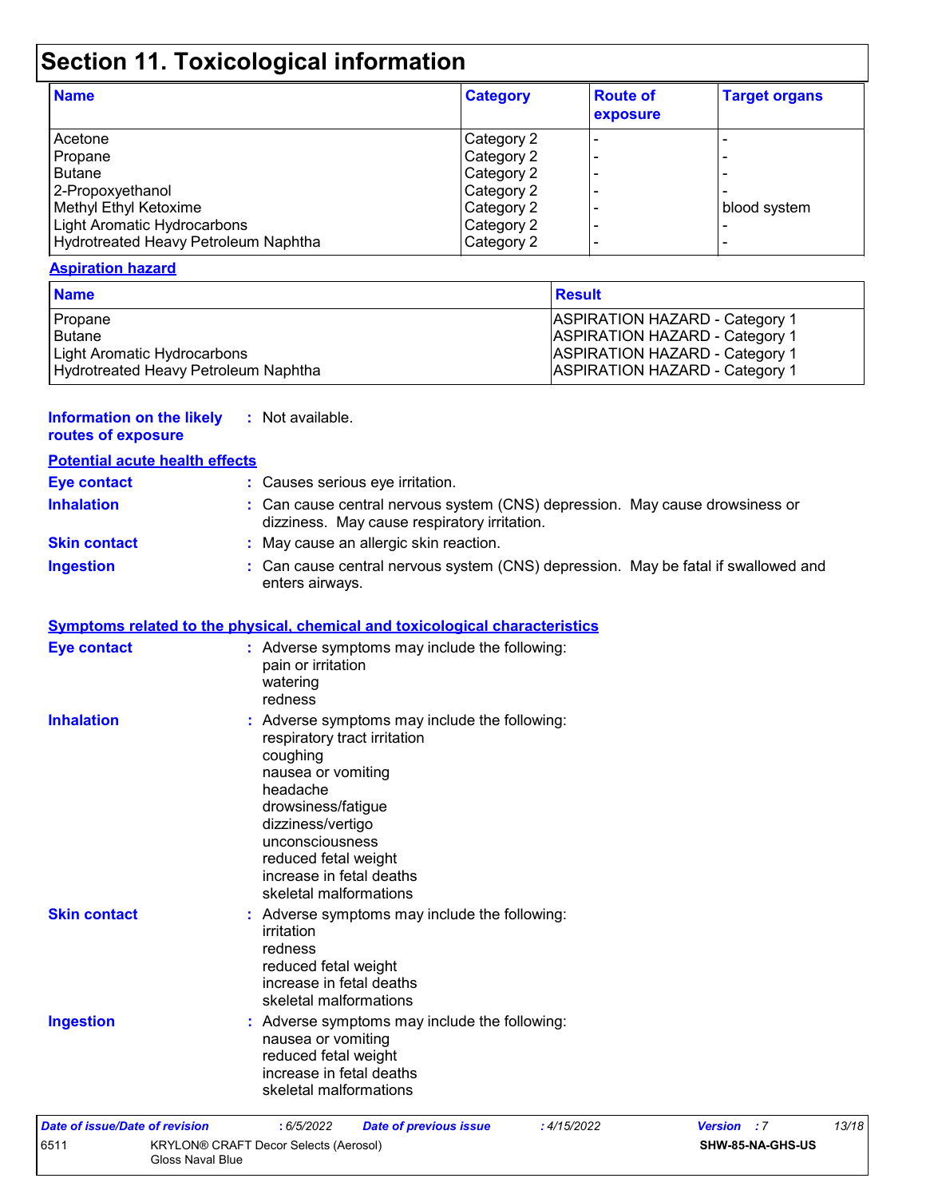# Section 11. Toxicological information

| Name | Category | Route of exposure | Target organs |
|---|---|---|---|
| Acetone | Category 2 | - | - |
| Propane | Category 2 | - | - |
| Butane | Category 2 | - | - |
| 2-Propoxyethanol | Category 2 | - | - |
| Methyl Ethyl Ketoxime | Category 2 | - | blood system |
| Light Aromatic Hydrocarbons | Category 2 | - | - |
| Hydrotreated Heavy Petroleum Naphtha | Category 2 | - | - |

**Aspiration hazard**

| Name | Result |
|---|---|
| Propane | ASPIRATION HAZARD - Category 1 |
| Butane | ASPIRATION HAZARD - Category 1 |
| Light Aromatic Hydrocarbons | ASPIRATION HAZARD - Category 1 |
| Hydrotreated Heavy Petroleum Naphtha | ASPIRATION HAZARD - Category 1 |

**Information on the likely routes of exposure** : Not available.

**Potential acute health effects**

**Eye contact** : Causes serious eye irritation.

**Inhalation** : Can cause central nervous system (CNS) depression. May cause drowsiness or dizziness. May cause respiratory irritation.

**Skin contact** : May cause an allergic skin reaction.

**Ingestion** : Can cause central nervous system (CNS) depression. May be fatal if swallowed and enters airways.

**Symptoms related to the physical, chemical and toxicological characteristics**

**Eye contact** : Adverse symptoms may include the following:
pain or irritation
watering
redness

**Inhalation** : Adverse symptoms may include the following:
respiratory tract irritation
coughing
nausea or vomiting
headache
drowsiness/fatigue
dizziness/vertigo
unconsciousness
reduced fetal weight
increase in fetal deaths
skeletal malformations

**Skin contact** : Adverse symptoms may include the following:
irritation
redness
reduced fetal weight
increase in fetal deaths
skeletal malformations

**Ingestion** : Adverse symptoms may include the following:
nausea or vomiting
reduced fetal weight
increase in fetal deaths
skeletal malformations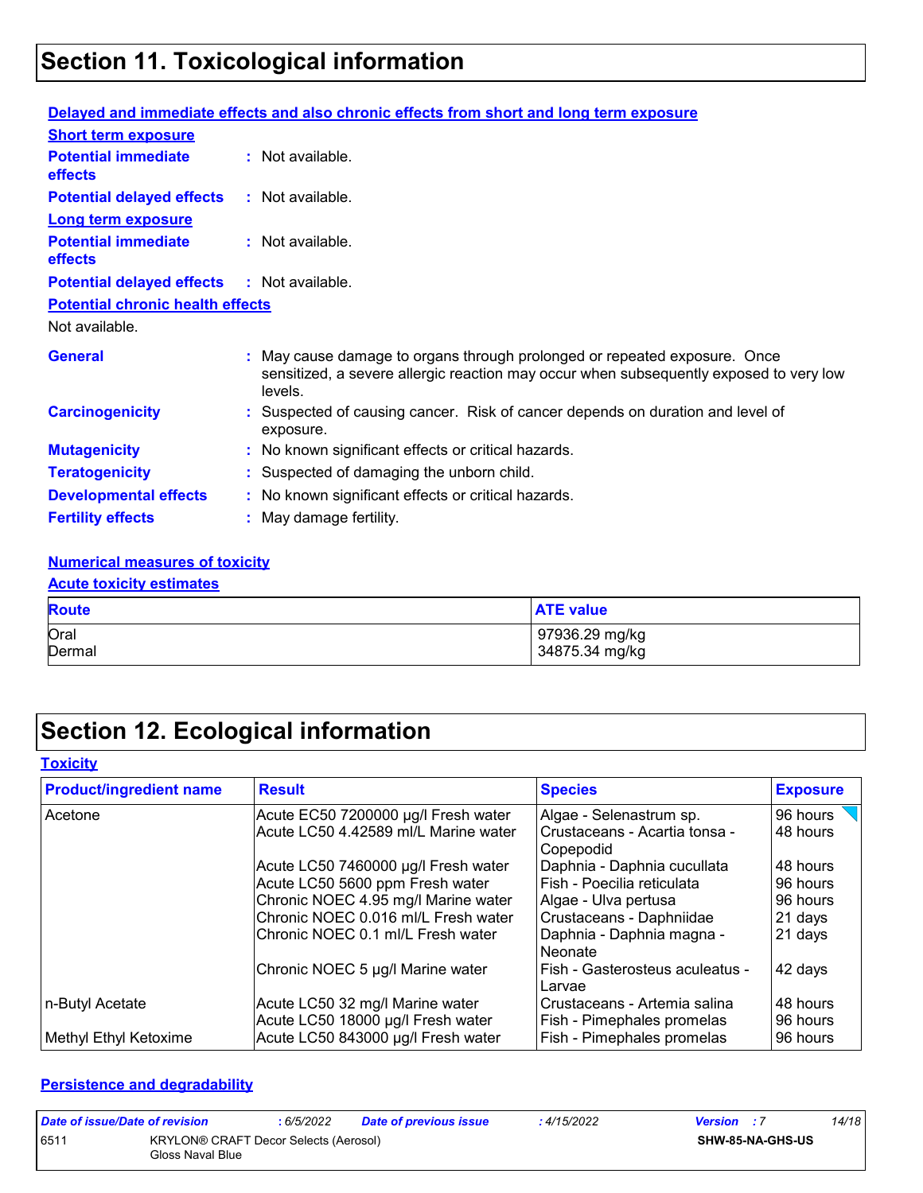# Section 11. Toxicological information

**Delayed and immediate effects and also chronic effects from short and long term exposure**

**Short term exposure**

**Potential immediate effects** : Not available.

**Potential delayed effects** : Not available.

**Long term exposure**

**Potential immediate effects** : Not available.

**Potential delayed effects** : Not available.

**Potential chronic health effects**

Not available.

**General** : May cause damage to organs through prolonged or repeated exposure. Once sensitized, a severe allergic reaction may occur when subsequently exposed to very low levels.

**Carcinogenicity** : Suspected of causing cancer. Risk of cancer depends on duration and level of exposure.

**Mutagenicity** : No known significant effects or critical hazards.

**Teratogenicity** : Suspected of damaging the unborn child.

**Developmental effects** : No known significant effects or critical hazards.

**Fertility effects** : May damage fertility.

**Numerical measures of toxicity**

**Acute toxicity estimates**

| Route | ATE value |
|---|---|
| Oral | 97936.29 mg/kg |
| Dermal | 34875.34 mg/kg |

# Section 12. Ecological information

**Toxicity**

| Product/ingredient name | Result | Species | Exposure |
|---|---|---|---|
| Acetone | Acute EC50 7200000 µg/l Fresh water | Algae - Selenastrum sp. | 96 hours |
| | Acute LC50 4.42589 ml/L Marine water | Crustaceans - Acartia tonsa - Copepodid | 48 hours |
| | Acute LC50 7460000 µg/l Fresh water | Daphnia - Daphnia cucullata | 48 hours |
| | Acute LC50 5600 ppm Fresh water | Fish - Poecilia reticulata | 96 hours |
| | Chronic NOEC 4.95 mg/l Marine water | Algae - Ulva pertusa | 96 hours |
| | Chronic NOEC 0.016 ml/L Fresh water | Crustaceans - Daphniidae | 21 days |
| | Chronic NOEC 0.1 ml/L Fresh water | Daphnia - Daphnia magna - Neonate | 21 days |
| | Chronic NOEC 5 µg/l Marine water | Fish - Gasterosteus aculeatus - Larvae | 42 days |
| n-Butyl Acetate | Acute LC50 32 mg/l Marine water | Crustaceans - Artemia salina | 48 hours |
| | Acute LC50 18000 µg/l Fresh water | Fish - Pimephales promelas | 96 hours |
| Methyl Ethyl Ketoxime | Acute LC50 843000 µg/l Fresh water | Fish - Pimephales promelas | 96 hours |

**Persistence and degradability**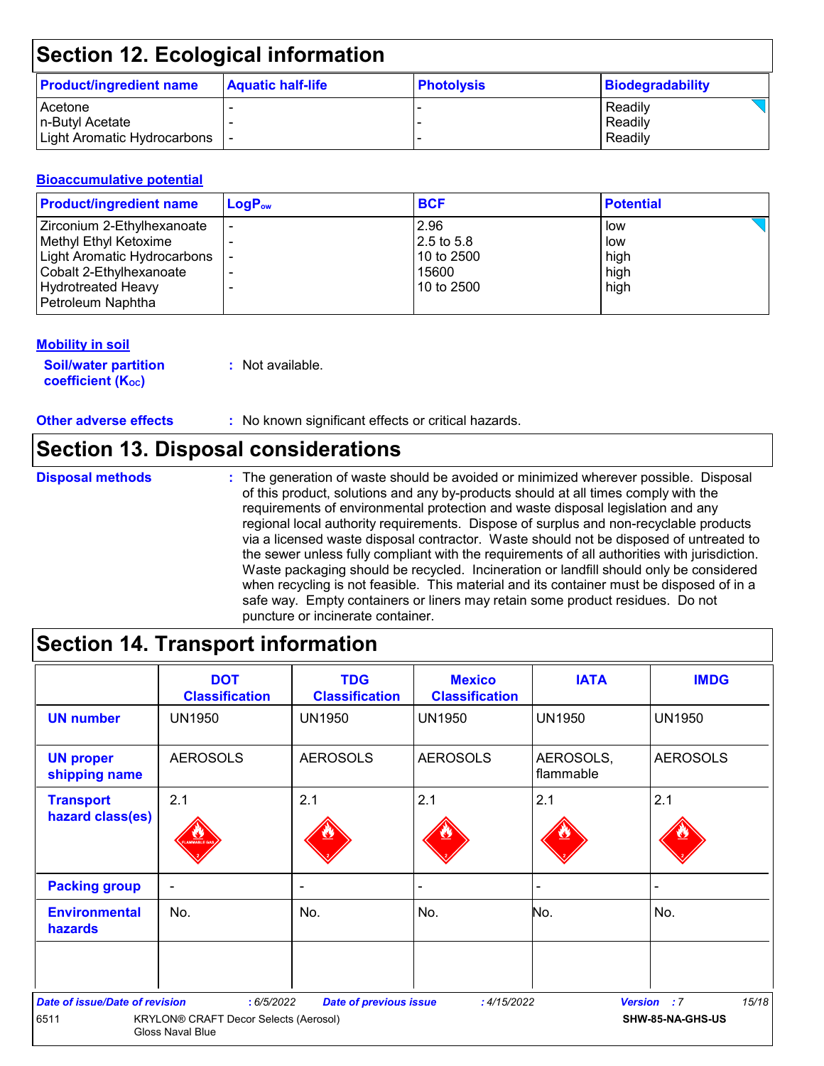## Section 12. Ecological information

| Product/ingredient name | Aquatic half-life | Photolysis | Biodegradability |
|---|---|---|---|
| Acetone | - | - | Readily |
| n-Butyl Acetate | - | - | Readily |
| Light Aromatic Hydrocarbons | - | - | Readily |

### Bioaccumulative potential

| Product/ingredient name | $LogP_{ow}$ | BCF | Potential |
|---|---|---|---|
| Zirconium 2-Ethylhexanoate | - | 2.96 | low |
| Methyl Ethyl Ketoxime | - | 2.5 to 5.8 | low |
| Light Aromatic Hydrocarbons | - | 10 to 2500 | high |
| Cobalt 2-Ethylhexanoate | - | 15600 | high |
| Hydrotreated Heavy Petroleum Naphtha | - | 10 to 2500 | high |

### Mobility in soil

**Soil/water partition coefficient ($K_{OC}$)** : Not available.

**Other adverse effects** : No known significant effects or critical hazards.

## Section 13. Disposal considerations

**Disposal methods** : The generation of waste should be avoided or minimized wherever possible. Disposal of this product, solutions and any by-products should at all times comply with the requirements of environmental protection and waste disposal legislation and any regional local authority requirements. Dispose of surplus and non-recyclable products via a licensed waste disposal contractor. Waste should not be disposed of untreated to the sewer unless fully compliant with the requirements of all authorities with jurisdiction. Waste packaging should be recycled. Incineration or landfill should only be considered when recycling is not feasible. This material and its container must be disposed of in a safe way. Empty containers or liners may retain some product residues. Do not puncture or incinerate container.

## Section 14. Transport information

| | DOT Classification | TDG Classification | Mexico Classification | IATA | IMDG |
|---|---|---|---|---|---|
| UN number | UN1950 | UN1950 | UN1950 | UN1950 | UN1950 |
| UN proper shipping name | AEROSOLS | AEROSOLS | AEROSOLS | AEROSOLS, flammable | AEROSOLS |
| Transport hazard class(es) | 2.1 | 2.1 | 2.1 | 2.1 | 2.1 |
| Packing group | - | - | - | - | - |
| Environmental hazards | No. | No. | No. | No. | No. |

Date of issue/Date of revision : 6/5/2022 Date of previous issue : 4/15/2022 Version : 7

6511 KRYLON® CRAFT Decor Selects (Aerosol) Gloss Naval Blue SHW-85-NA-GHS-US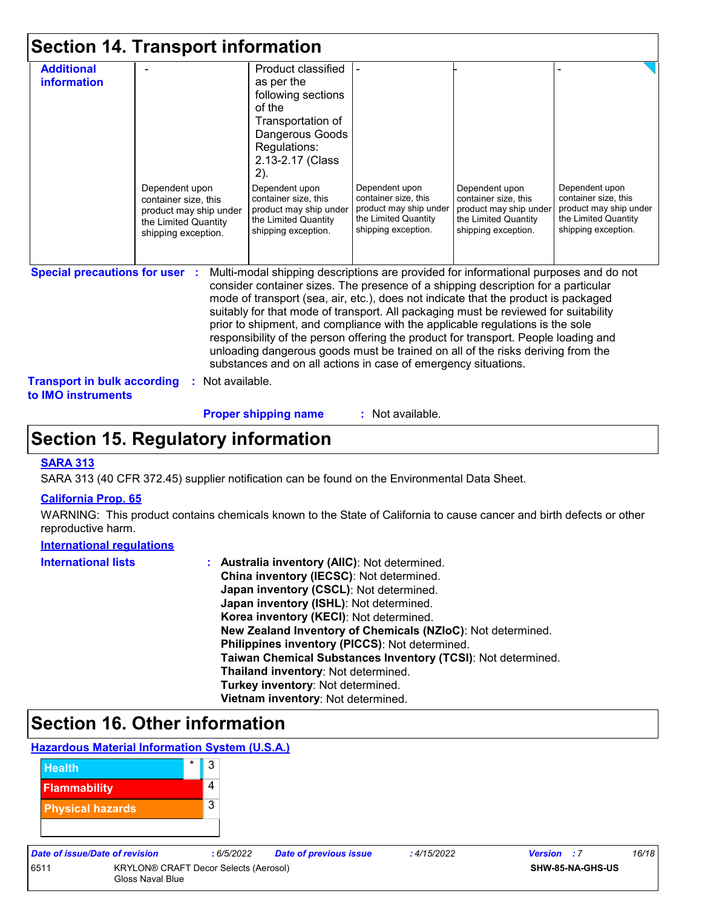## Section 14. Transport information

| Additional information | - | Product classified as per the following sections of the Transportation of Dangerous Goods Regulations: 2.13-2.17 (Class 2). | - | - | - |
|---|---|---|---|---|---|
| | Dependent upon container size, this product may ship under the Limited Quantity shipping exception. | Dependent upon container size, this product may ship under the Limited Quantity shipping exception. | Dependent upon container size, this product may ship under the Limited Quantity shipping exception. | Dependent upon container size, this product may ship under the Limited Quantity shipping exception. | Dependent upon container size, this product may ship under the Limited Quantity shipping exception. |

**Special precautions for user** : Multi-modal shipping descriptions are provided for informational purposes and do not consider container sizes. The presence of a shipping description for a particular mode of transport (sea, air, etc.), does not indicate that the product is packaged suitably for that mode of transport. All packaging must be reviewed for suitability prior to shipment, and compliance with the applicable regulations is the sole responsibility of the person offering the product for transport. People loading and unloading dangerous goods must be trained on all of the risks deriving from the substances and on all actions in case of emergency situations.

**Transport in bulk according to IMO instruments** : Not available.

**Proper shipping name** : Not available.

## Section 15. Regulatory information

**SARA 313**

SARA 313 (40 CFR 372.45) supplier notification can be found on the Environmental Data Sheet.

**California Prop. 65**

WARNING: This product contains chemicals known to the State of California to cause cancer and birth defects or other reproductive harm.

**International regulations**

**International lists** :
**Australia inventory (AIIC)**: Not determined.
**China inventory (IECSC)**: Not determined.
**Japan inventory (CSCL)**: Not determined.
**Japan inventory (ISHL)**: Not determined.
**Korea inventory (KECI)**: Not determined.
**New Zealand Inventory of Chemicals (NZIoC)**: Not determined.
**Philippines inventory (PICCS)**: Not determined.
**Taiwan Chemical Substances Inventory (TCSI)**: Not determined.
**Thailand inventory**: Not determined.
**Turkey inventory**: Not determined.
**Vietnam inventory**: Not determined.

## Section 16. Other information

**Hazardous Material Information System (U.S.A.)**

| | | |
|---|---|---|
| Health | * | 3 |
| Flammability | | 4 |
| Physical hazards | | 3 |

| Date of issue/Date of revision | : 6/5/2022 | Date of previous issue | : 4/15/2022 | Version : 7 |
|---|---|---|---|---|
| 6511 | KRYLON® CRAFT Decor Selects (Aerosol) Gloss Naval Blue | | | SHW-85-NA-GHS-US |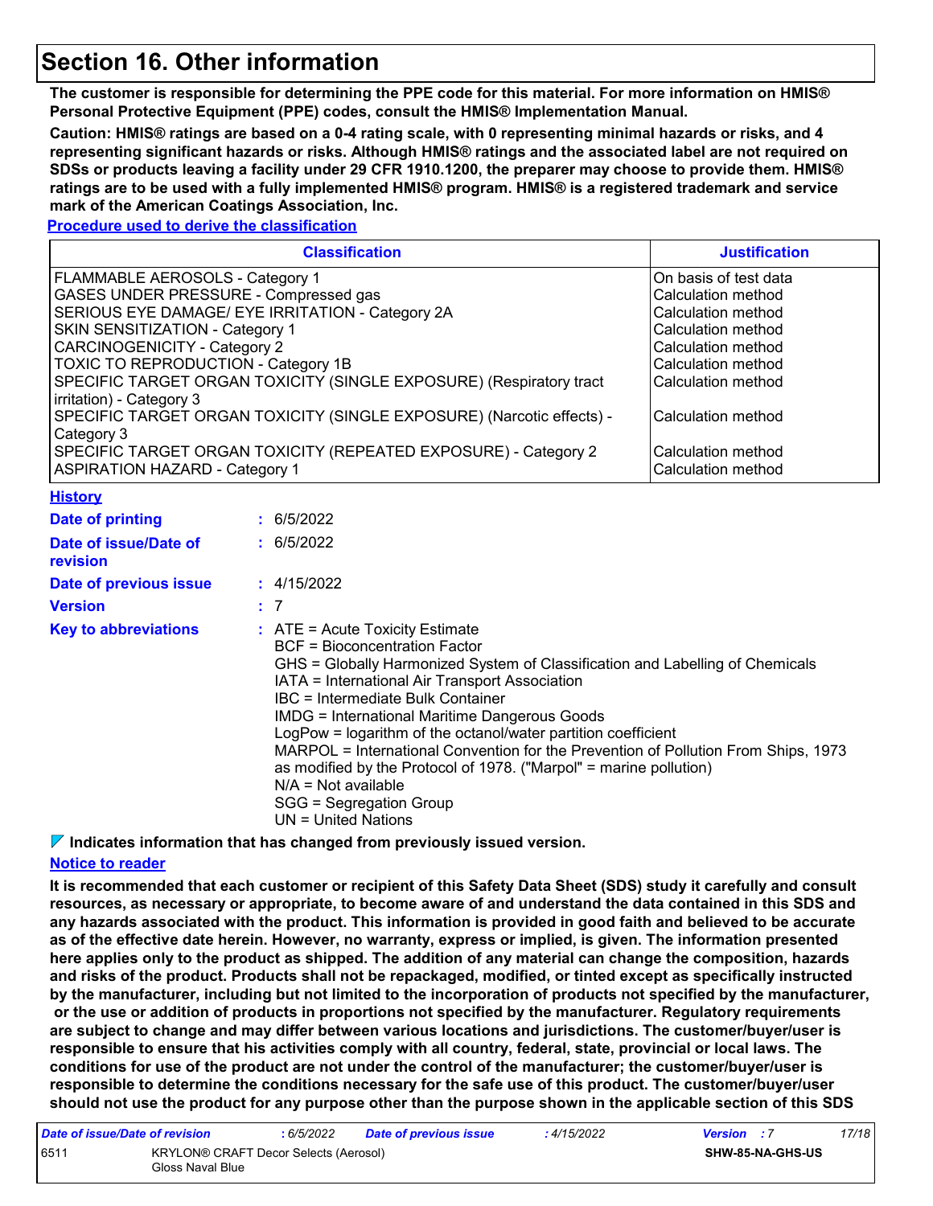## Section 16. Other information

**The customer is responsible for determining the PPE code for this material. For more information on HMIS® Personal Protective Equipment (PPE) codes, consult the HMIS® Implementation Manual.**

**Caution: HMIS® ratings are based on a 0-4 rating scale, with 0 representing minimal hazards or risks, and 4 representing significant hazards or risks. Although HMIS® ratings and the associated label are not required on SDSs or products leaving a facility under 29 CFR 1910.1200, the preparer may choose to provide them. HMIS® ratings are to be used with a fully implemented HMIS® program. HMIS® is a registered trademark and service mark of the American Coatings Association, Inc.**

**Procedure used to derive the classification**

| Classification | Justification |
|---|---|
| FLAMMABLE AEROSOLS - Category 1 | On basis of test data |
| GASES UNDER PRESSURE - Compressed gas | Calculation method |
| SERIOUS EYE DAMAGE/ EYE IRRITATION - Category 2A | Calculation method |
| SKIN SENSITIZATION - Category 1 | Calculation method |
| CARCINOGENICITY - Category 2 | Calculation method |
| TOXIC TO REPRODUCTION - Category 1B | Calculation method |
| SPECIFIC TARGET ORGAN TOXICITY (SINGLE EXPOSURE) (Respiratory tract irritation) - Category 3 | Calculation method |
| SPECIFIC TARGET ORGAN TOXICITY (SINGLE EXPOSURE) (Narcotic effects) - Category 3 | Calculation method |
| SPECIFIC TARGET ORGAN TOXICITY (REPEATED EXPOSURE) - Category 2 | Calculation method |
| ASPIRATION HAZARD - Category 1 | Calculation method |

**History**

**Date of printing** : 6/5/2022

**Date of issue/Date of revision** : 6/5/2022

**Date of previous issue** : 4/15/2022

**Version** : 7

**Key to abbreviations** :
- ATE = Acute Toxicity Estimate
- BCF = Bioconcentration Factor
- GHS = Globally Harmonized System of Classification and Labelling of Chemicals
- IATA = International Air Transport Association
- IBC = Intermediate Bulk Container
- IMDG = International Maritime Dangerous Goods
- LogPow = logarithm of the octanol/water partition coefficient
- MARPOL = International Convention for the Prevention of Pollution From Ships, 1973 as modified by the Protocol of 1978. ("Marpol" = marine pollution)
- N/A = Not available
- SGG = Segregation Group
- UN = United Nations

**Indicates information that has changed from previously issued version.**

**Notice to reader**

**It is recommended that each customer or recipient of this Safety Data Sheet (SDS) study it carefully and consult resources, as necessary or appropriate, to become aware of and understand the data contained in this SDS and any hazards associated with the product. This information is provided in good faith and believed to be accurate as of the effective date herein. However, no warranty, express or implied, is given. The information presented here applies only to the product as shipped. The addition of any material can change the composition, hazards and risks of the product. Products shall not be repackaged, modified, or tinted except as specifically instructed by the manufacturer, including but not limited to the incorporation of products not specified by the manufacturer, or the use or addition of products in proportions not specified by the manufacturer. Regulatory requirements are subject to change and may differ between various locations and jurisdictions. The customer/buyer/user is responsible to ensure that his activities comply with all country, federal, state, provincial or local laws. The conditions for use of the product are not under the control of the manufacturer; the customer/buyer/user is responsible to determine the conditions necessary for the safe use of this product. The customer/buyer/user should not use the product for any purpose other than the purpose shown in the applicable section of this SDS**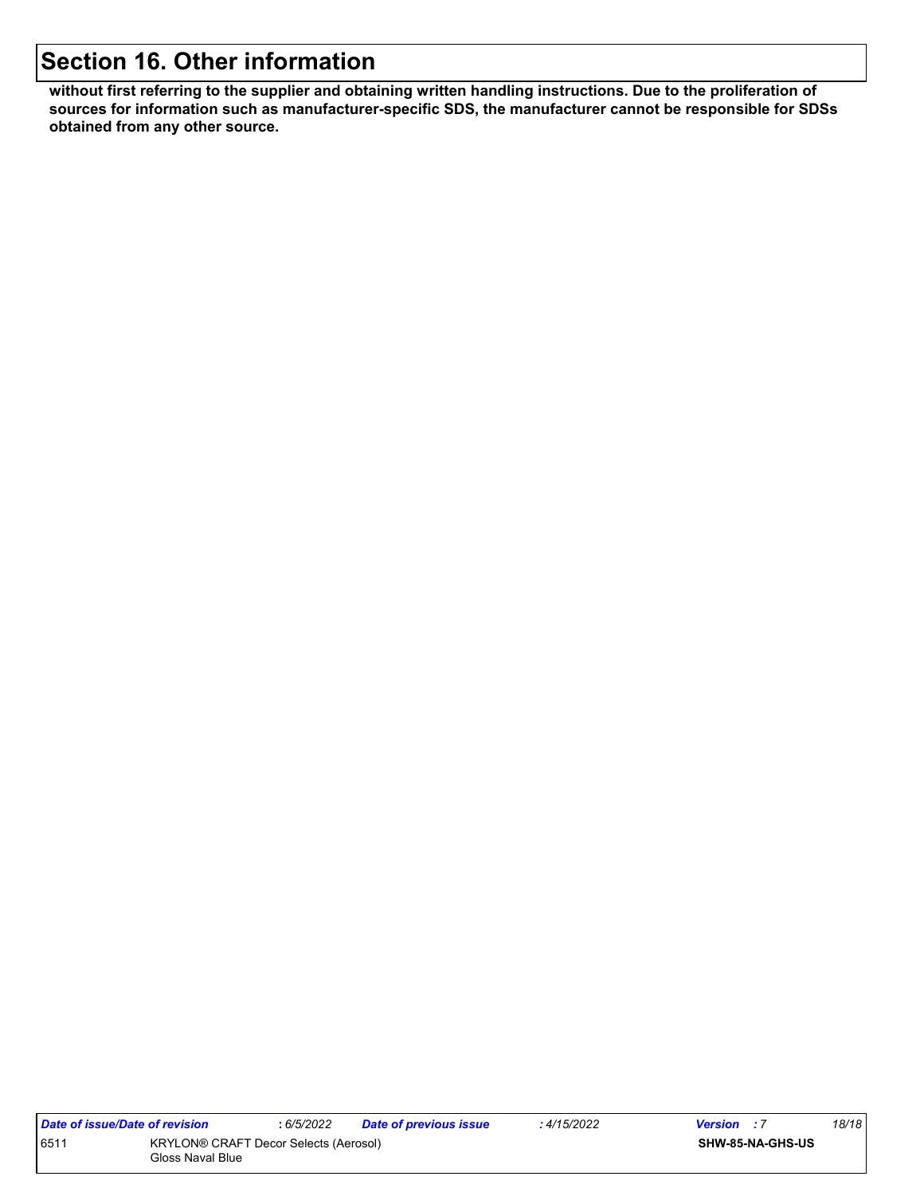# Section 16. Other information

**without first referring to the supplier and obtaining written handling instructions. Due to the proliferation of sources for information such as manufacturer-specific SDS, the manufacturer cannot be responsible for SDSs obtained from any other source.**